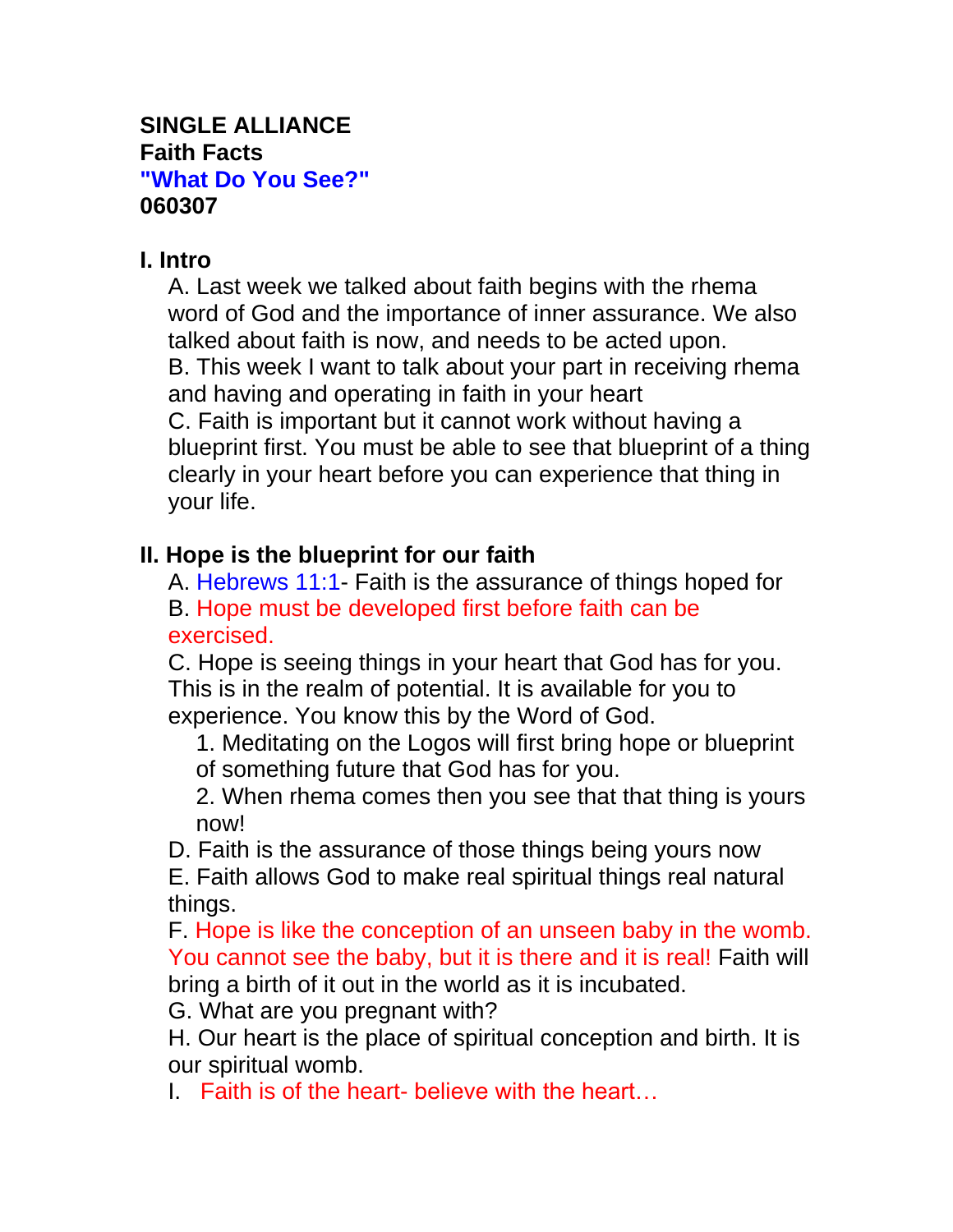**SINGLE ALLIANCE**
**Faith Facts**
**"What Do You See?"**
**060307**

## I. Intro

A. Last week we talked about faith begins with the rhema word of God and the importance of inner assurance. We also talked about faith is now, and needs to be acted upon.
B. This week I want to talk about your part in receiving rhema and having and operating in faith in your heart
C. Faith is important but it cannot work without having a blueprint first. You must be able to see that blueprint of a thing clearly in your heart before you can experience that thing in your life.

## II. Hope is the blueprint for our faith

A. Hebrews 11:1- Faith is the assurance of things hoped for
B. Hope must be developed first before faith can be exercised.
C. Hope is seeing things in your heart that God has for you. This is in the realm of potential. It is available for you to experience. You know this by the Word of God.
  1. Meditating on the Logos will first bring hope or blueprint of something future that God has for you.
  2. When rhema comes then you see that that thing is yours now!
D. Faith is the assurance of those things being yours now
E. Faith allows God to make real spiritual things real natural things.
F. Hope is like the conception of an unseen baby in the womb. You cannot see the baby, but it is there and it is real! Faith will bring a birth of it out in the world as it is incubated.
G. What are you pregnant with?
H. Our heart is the place of spiritual conception and birth. It is our spiritual womb.
I. Faith is of the heart- believe with the heart…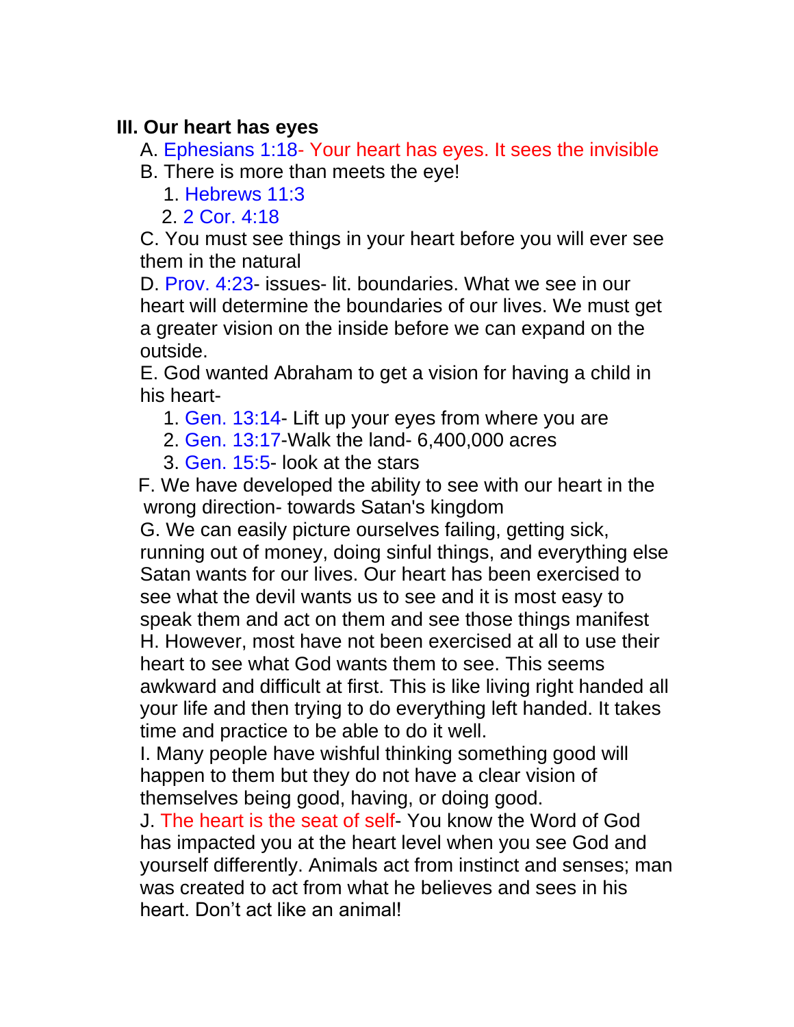### III. Our heart has eyes

A. Ephesians 1:18- Your heart has eyes. It sees the invisible

B. There is more than meets the eye!

1. Hebrews 11:3
2. 2 Cor. 4:18

C. You must see things in your heart before you will ever see them in the natural

D. Prov. 4:23- issues- lit. boundaries. What we see in our heart will determine the boundaries of our lives. We must get a greater vision on the inside before we can expand on the outside.

E. God wanted Abraham to get a vision for having a child in his heart-

1. Gen. 13:14- Lift up your eyes from where you are
2. Gen. 13:17-Walk the land- 6,400,000 acres
3. Gen. 15:5- look at the stars

F. We have developed the ability to see with our heart in the wrong direction- towards Satan's kingdom

G. We can easily picture ourselves failing, getting sick, running out of money, doing sinful things, and everything else Satan wants for our lives. Our heart has been exercised to see what the devil wants us to see and it is most easy to speak them and act on them and see those things manifest

H. However, most have not been exercised at all to use their heart to see what God wants them to see. This seems awkward and difficult at first. This is like living right handed all your life and then trying to do everything left handed. It takes time and practice to be able to do it well.

I. Many people have wishful thinking something good will happen to them but they do not have a clear vision of themselves being good, having, or doing good.

J. The heart is the seat of self- You know the Word of God has impacted you at the heart level when you see God and yourself differently. Animals act from instinct and senses; man was created to act from what he believes and sees in his heart. Don't act like an animal!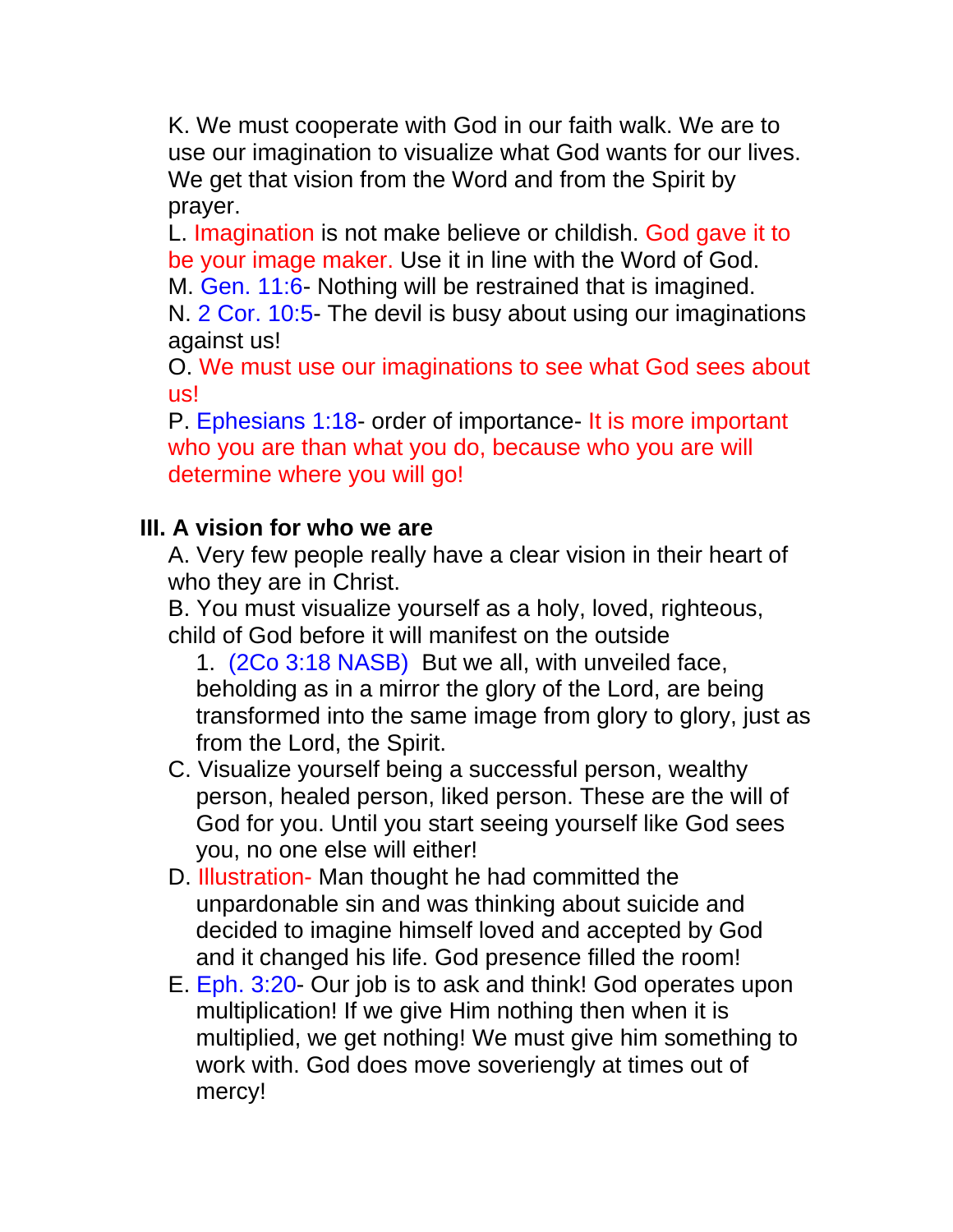K. We must cooperate with God in our faith walk. We are to use our imagination to visualize what God wants for our lives. We get that vision from the Word and from the Spirit by prayer.

L. Imagination is not make believe or childish. God gave it to be your image maker. Use it in line with the Word of God.

M. Gen. 11:6- Nothing will be restrained that is imagined.

N. 2 Cor. 10:5- The devil is busy about using our imaginations against us!

O. We must use our imaginations to see what God sees about us!

P. Ephesians 1:18- order of importance- It is more important who you are than what you do, because who you are will determine where you will go!

**III. A vision for who we are**

A. Very few people really have a clear vision in their heart of who they are in Christ.

B. You must visualize yourself as a holy, loved, righteous, child of God before it will manifest on the outside

1. (2Co 3:18 NASB) But we all, with unveiled face, beholding as in a mirror the glory of the Lord, are being transformed into the same image from glory to glory, just as from the Lord, the Spirit.

C. Visualize yourself being a successful person, wealthy person, healed person, liked person. These are the will of God for you. Until you start seeing yourself like God sees you, no one else will either!

D. Illustration- Man thought he had committed the unpardonable sin and was thinking about suicide and decided to imagine himself loved and accepted by God and it changed his life. God presence filled the room!

E. Eph. 3:20- Our job is to ask and think! God operates upon multiplication! If we give Him nothing then when it is multiplied, we get nothing! We must give him something to work with. God does move soveriengly at times out of mercy!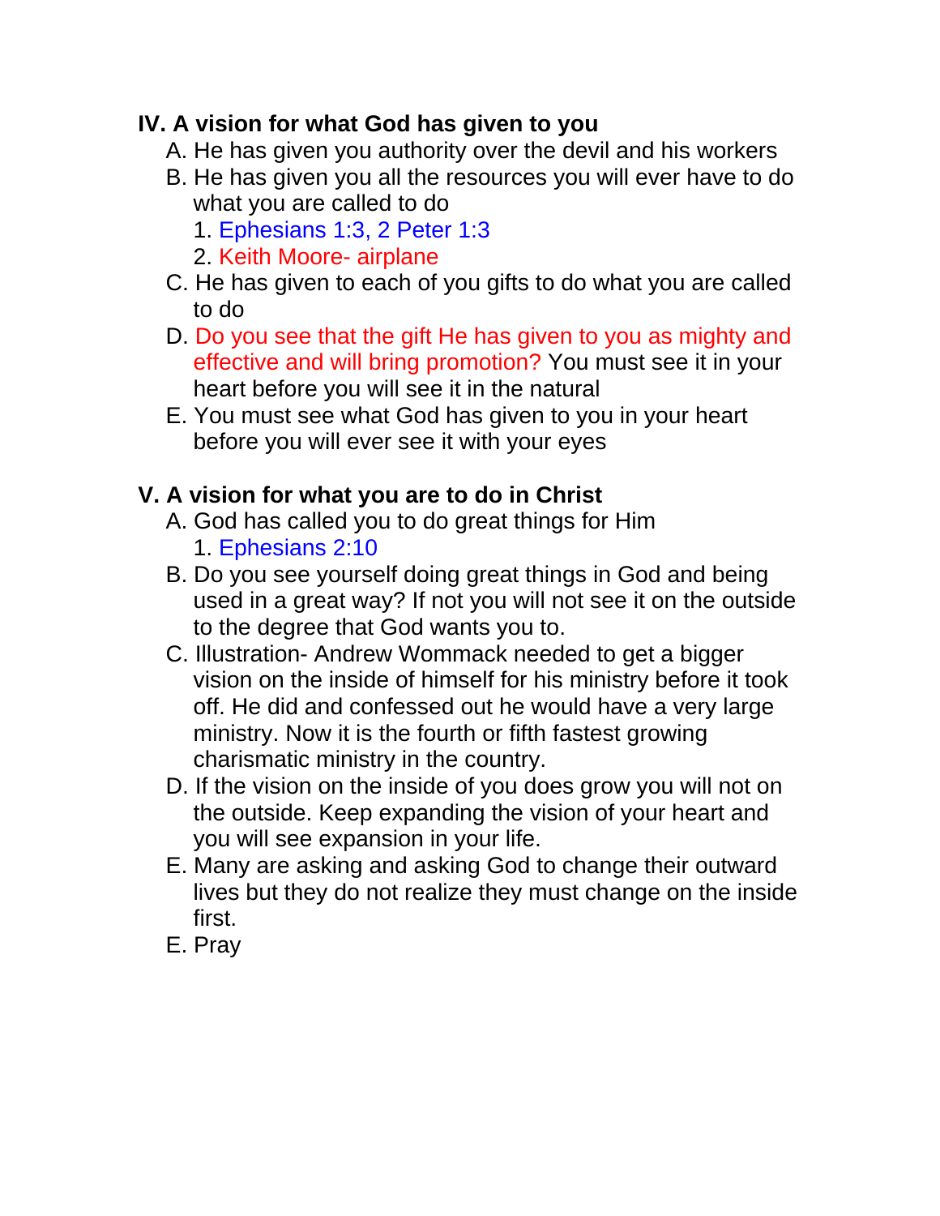**IV. A vision for what God has given to you**

A. He has given you authority over the devil and his workers
B. He has given you all the resources you will ever have to do what you are called to do
   1. Ephesians 1:3, 2 Peter 1:3
   2. Keith Moore- airplane
C. He has given to each of you gifts to do what you are called to do
D. Do you see that the gift He has given to you as mighty and effective and will bring promotion? You must see it in your heart before you will see it in the natural
E. You must see what God has given to you in your heart before you will ever see it with your eyes

**V. A vision for what you are to do in Christ**

A. God has called you to do great things for Him
   1. Ephesians 2:10
B. Do you see yourself doing great things in God and being used in a great way? If not you will not see it on the outside to the degree that God wants you to.
C. Illustration- Andrew Wommack needed to get a bigger vision on the inside of himself for his ministry before it took off. He did and confessed out he would have a very large ministry. Now it is the fourth or fifth fastest growing charismatic ministry in the country.
D. If the vision on the inside of you does grow you will not on the outside. Keep expanding the vision of your heart and you will see expansion in your life.
E. Many are asking and asking God to change their outward lives but they do not realize they must change on the inside first.
E. Pray